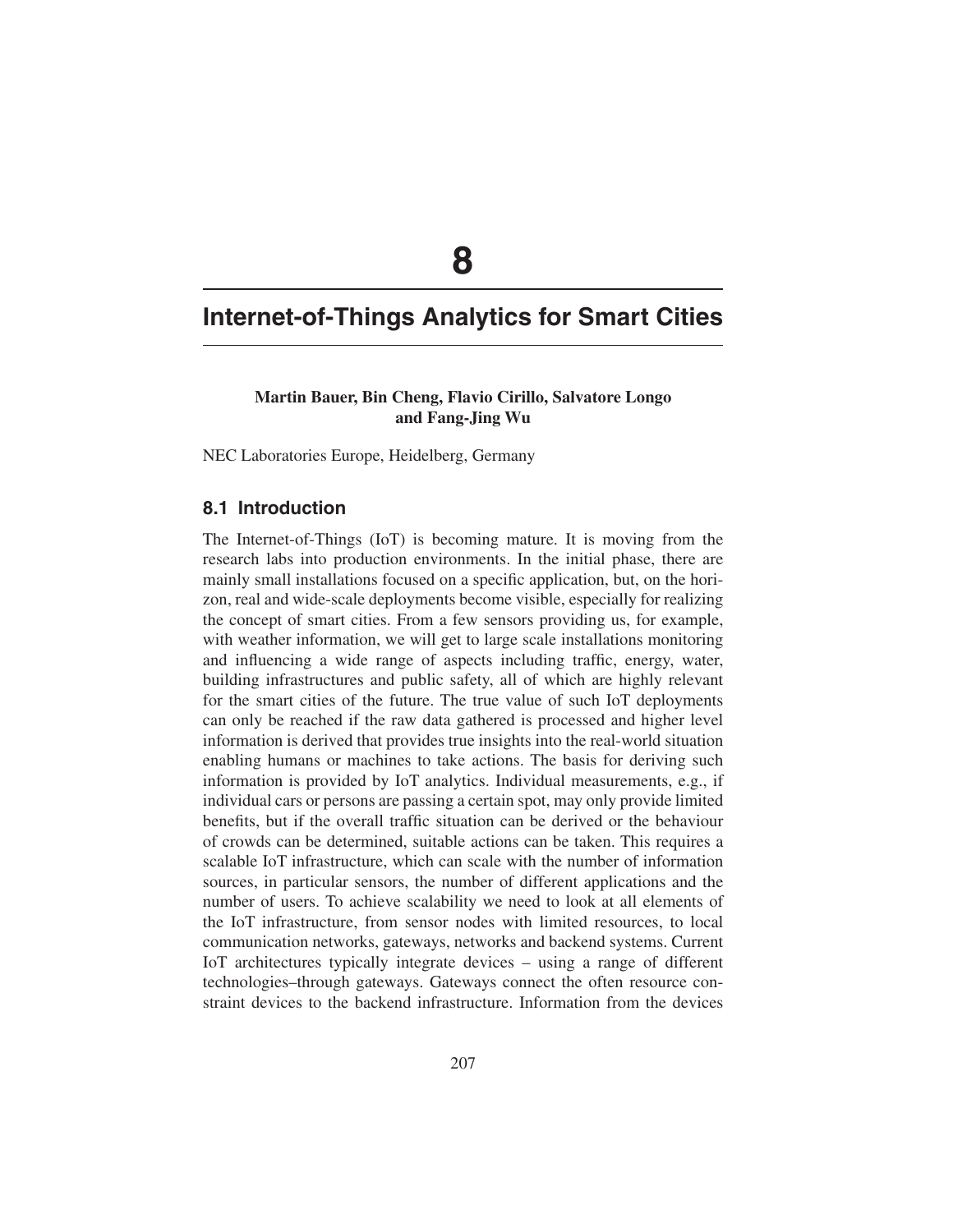# 8

# Internet-of-Things Analytics for Smart Cities

**Martin Bauer, Bin Cheng, Flavio Cirillo, Salvatore Longo and Fang-Jing Wu**

NEC Laboratories Europe, Heidelberg, Germany

## 8.1 Introduction

The Internet-of-Things (IoT) is becoming mature. It is moving from the research labs into production environments. In the initial phase, there are mainly small installations focused on a specific application, but, on the horizon, real and wide-scale deployments become visible, especially for realizing the concept of smart cities. From a few sensors providing us, for example, with weather information, we will get to large scale installations monitoring and influencing a wide range of aspects including traffic, energy, water, building infrastructures and public safety, all of which are highly relevant for the smart cities of the future. The true value of such IoT deployments can only be reached if the raw data gathered is processed and higher level information is derived that provides true insights into the real-world situation enabling humans or machines to take actions. The basis for deriving such information is provided by IoT analytics. Individual measurements, e.g., if individual cars or persons are passing a certain spot, may only provide limited benefits, but if the overall traffic situation can be derived or the behaviour of crowds can be determined, suitable actions can be taken. This requires a scalable IoT infrastructure, which can scale with the number of information sources, in particular sensors, the number of different applications and the number of users. To achieve scalability we need to look at all elements of the IoT infrastructure, from sensor nodes with limited resources, to local communication networks, gateways, networks and backend systems. Current IoT architectures typically integrate devices – using a range of different technologies–through gateways. Gateways connect the often resource constraint devices to the backend infrastructure. Information from the devices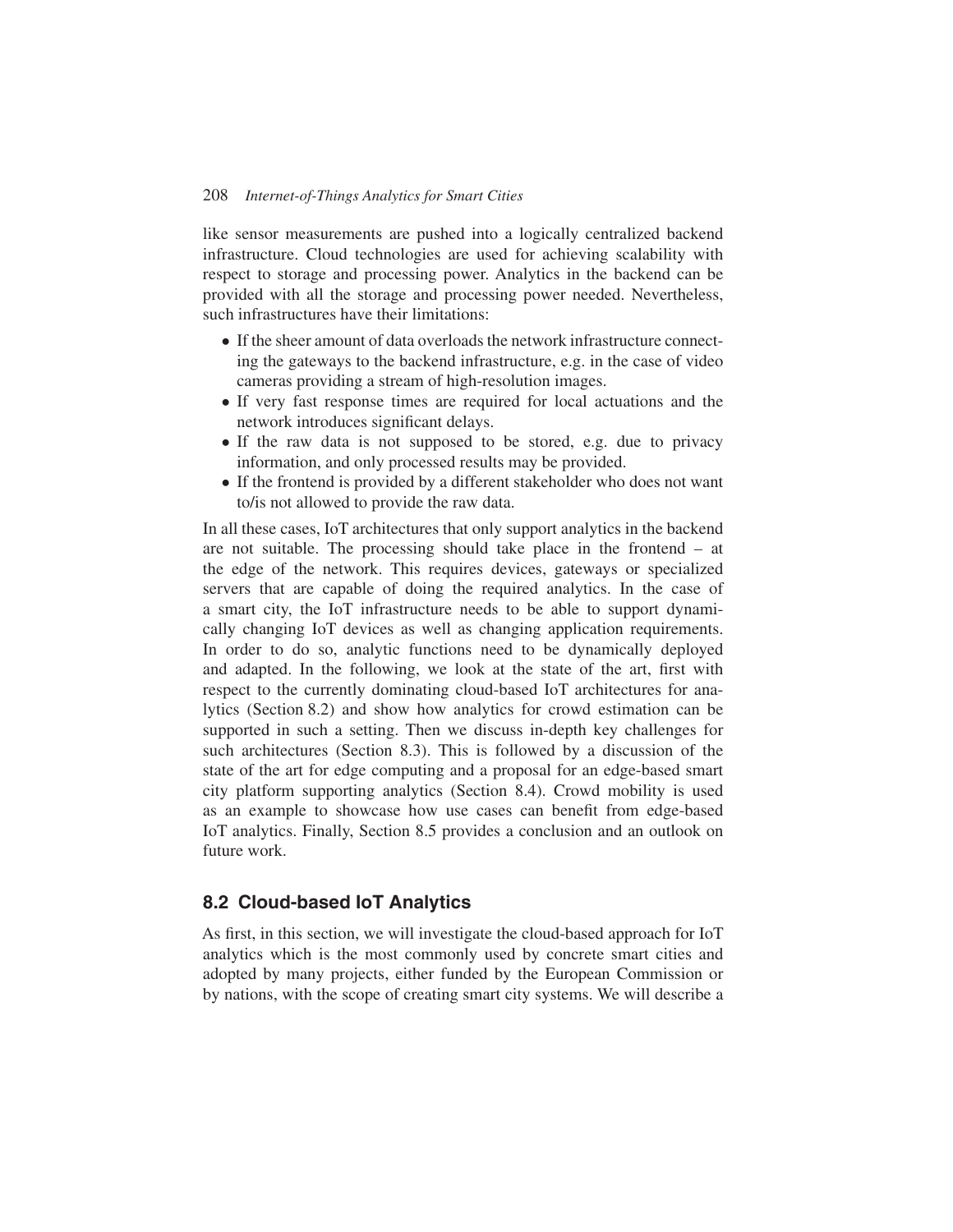like sensor measurements are pushed into a logically centralized backend infrastructure. Cloud technologies are used for achieving scalability with respect to storage and processing power. Analytics in the backend can be provided with all the storage and processing power needed. Nevertheless, such infrastructures have their limitations:

- If the sheer amount of data overloads the network infrastructure connecting the gateways to the backend infrastructure, e.g. in the case of video cameras providing a stream of high-resolution images.
- If very fast response times are required for local actuations and the network introduces significant delays.
- If the raw data is not supposed to be stored, e.g. due to privacy information, and only processed results may be provided.
- If the frontend is provided by a different stakeholder who does not want to/is not allowed to provide the raw data.

In all these cases, IoT architectures that only support analytics in the backend are not suitable. The processing should take place in the frontend – at the edge of the network. This requires devices, gateways or specialized servers that are capable of doing the required analytics. In the case of a smart city, the IoT infrastructure needs to be able to support dynamically changing IoT devices as well as changing application requirements. In order to do so, analytic functions need to be dynamically deployed and adapted. In the following, we look at the state of the art, first with respect to the currently dominating cloud-based IoT architectures for analytics (Section 8.2) and show how analytics for crowd estimation can be supported in such a setting. Then we discuss in-depth key challenges for such architectures (Section 8.3). This is followed by a discussion of the state of the art for edge computing and a proposal for an edge-based smart city platform supporting analytics (Section 8.4). Crowd mobility is used as an example to showcase how use cases can benefit from edge-based IoT analytics. Finally, Section 8.5 provides a conclusion and an outlook on future work.

## 8.2 Cloud-based IoT Analytics

As first, in this section, we will investigate the cloud-based approach for IoT analytics which is the most commonly used by concrete smart cities and adopted by many projects, either funded by the European Commission or by nations, with the scope of creating smart city systems. We will describe a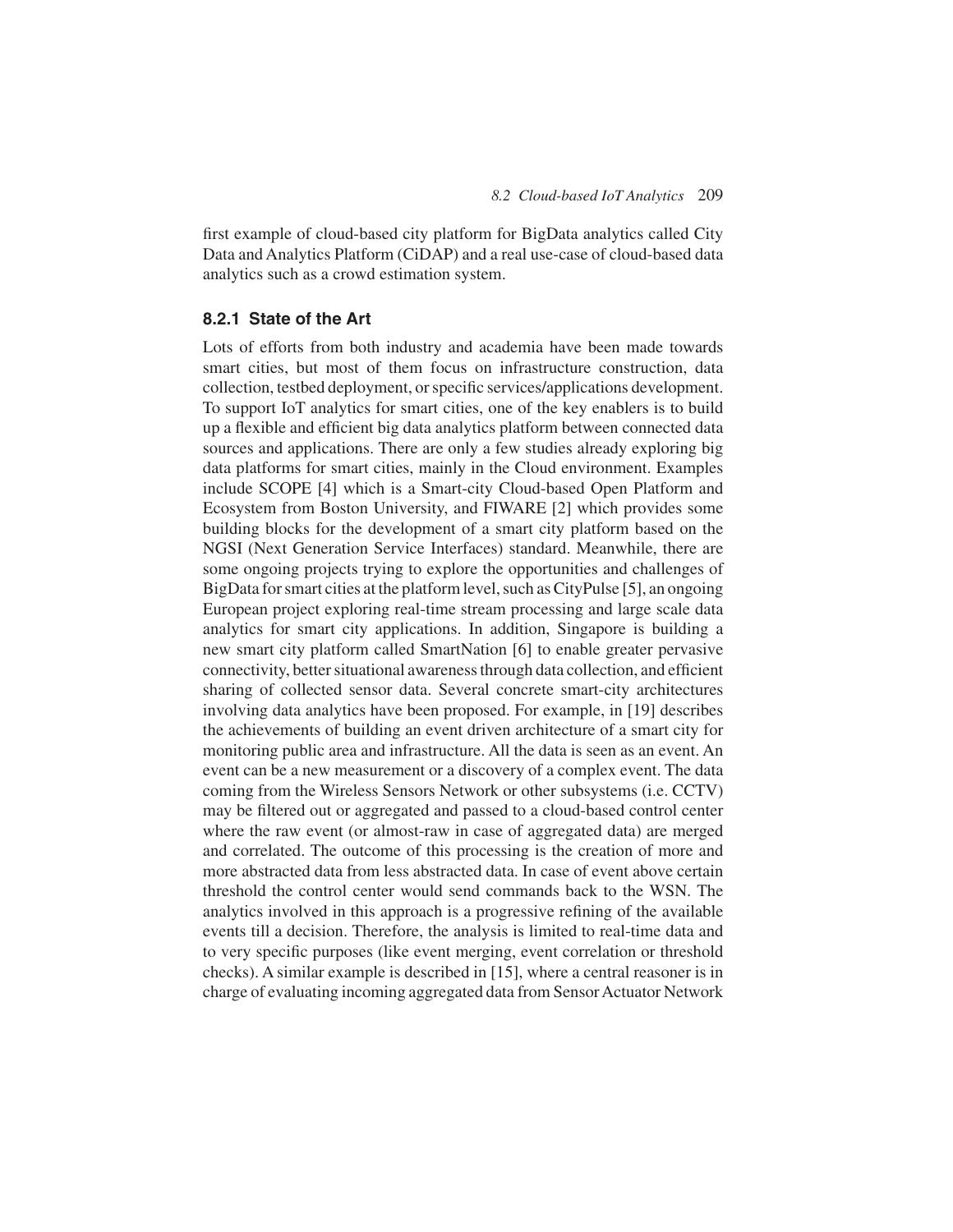first example of cloud-based city platform for BigData analytics called City Data and Analytics Platform (CiDAP) and a real use-case of cloud-based data analytics such as a crowd estimation system.

### 8.2.1 State of the Art

Lots of efforts from both industry and academia have been made towards smart cities, but most of them focus on infrastructure construction, data collection, testbed deployment, or specific services/applications development. To support IoT analytics for smart cities, one of the key enablers is to build up a flexible and efficient big data analytics platform between connected data sources and applications. There are only a few studies already exploring big data platforms for smart cities, mainly in the Cloud environment. Examples include SCOPE [4] which is a Smart-city Cloud-based Open Platform and Ecosystem from Boston University, and FIWARE [2] which provides some building blocks for the development of a smart city platform based on the NGSI (Next Generation Service Interfaces) standard. Meanwhile, there are some ongoing projects trying to explore the opportunities and challenges of BigData for smart cities at the platform level, such as CityPulse [5], an ongoing European project exploring real-time stream processing and large scale data analytics for smart city applications. In addition, Singapore is building a new smart city platform called SmartNation [6] to enable greater pervasive connectivity, better situational awareness through data collection, and efficient sharing of collected sensor data. Several concrete smart-city architectures involving data analytics have been proposed. For example, in [19] describes the achievements of building an event driven architecture of a smart city for monitoring public area and infrastructure. All the data is seen as an event. An event can be a new measurement or a discovery of a complex event. The data coming from the Wireless Sensors Network or other subsystems (i.e. CCTV) may be filtered out or aggregated and passed to a cloud-based control center where the raw event (or almost-raw in case of aggregated data) are merged and correlated. The outcome of this processing is the creation of more and more abstracted data from less abstracted data. In case of event above certain threshold the control center would send commands back to the WSN. The analytics involved in this approach is a progressive refining of the available events till a decision. Therefore, the analysis is limited to real-time data and to very specific purposes (like event merging, event correlation or threshold checks). A similar example is described in [15], where a central reasoner is in charge of evaluating incoming aggregated data from Sensor Actuator Network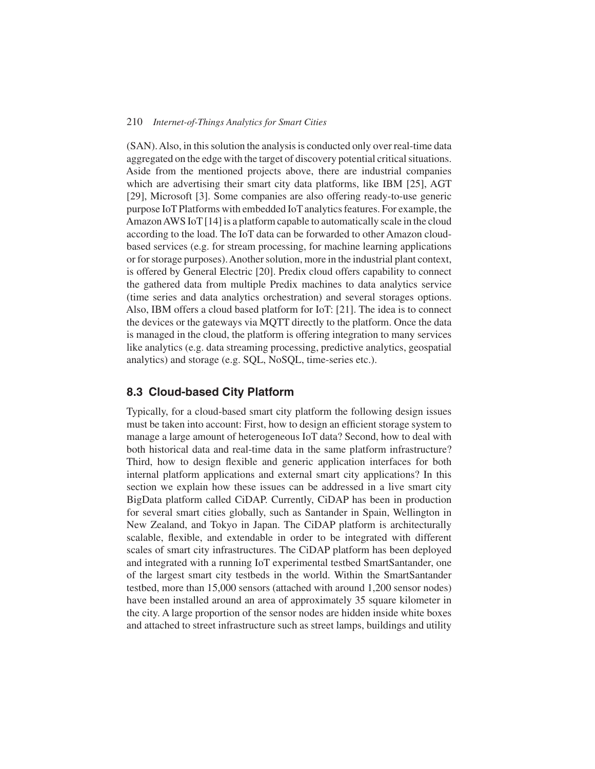(SAN). Also, in this solution the analysis is conducted only over real-time data aggregated on the edge with the target of discovery potential critical situations. Aside from the mentioned projects above, there are industrial companies which are advertising their smart city data platforms, like IBM [25], AGT [29], Microsoft [3]. Some companies are also offering ready-to-use generic purpose IoT Platforms with embedded IoT analytics features. For example, the Amazon AWS IoT [14] is a platform capable to automatically scale in the cloud according to the load. The IoT data can be forwarded to other Amazon cloud-based services (e.g. for stream processing, for machine learning applications or for storage purposes). Another solution, more in the industrial plant context, is offered by General Electric [20]. Predix cloud offers capability to connect the gathered data from multiple Predix machines to data analytics service (time series and data analytics orchestration) and several storages options. Also, IBM offers a cloud based platform for IoT: [21]. The idea is to connect the devices or the gateways via MQTT directly to the platform. Once the data is managed in the cloud, the platform is offering integration to many services like analytics (e.g. data streaming processing, predictive analytics, geospatial analytics) and storage (e.g. SQL, NoSQL, time-series etc.).

## 8.3 Cloud-based City Platform

Typically, for a cloud-based smart city platform the following design issues must be taken into account: First, how to design an efficient storage system to manage a large amount of heterogeneous IoT data? Second, how to deal with both historical data and real-time data in the same platform infrastructure? Third, how to design flexible and generic application interfaces for both internal platform applications and external smart city applications? In this section we explain how these issues can be addressed in a live smart city BigData platform called CiDAP. Currently, CiDAP has been in production for several smart cities globally, such as Santander in Spain, Wellington in New Zealand, and Tokyo in Japan. The CiDAP platform is architecturally scalable, flexible, and extendable in order to be integrated with different scales of smart city infrastructures. The CiDAP platform has been deployed and integrated with a running IoT experimental testbed SmartSantander, one of the largest smart city testbeds in the world. Within the SmartSantander testbed, more than 15,000 sensors (attached with around 1,200 sensor nodes) have been installed around an area of approximately 35 square kilometer in the city. A large proportion of the sensor nodes are hidden inside white boxes and attached to street infrastructure such as street lamps, buildings and utility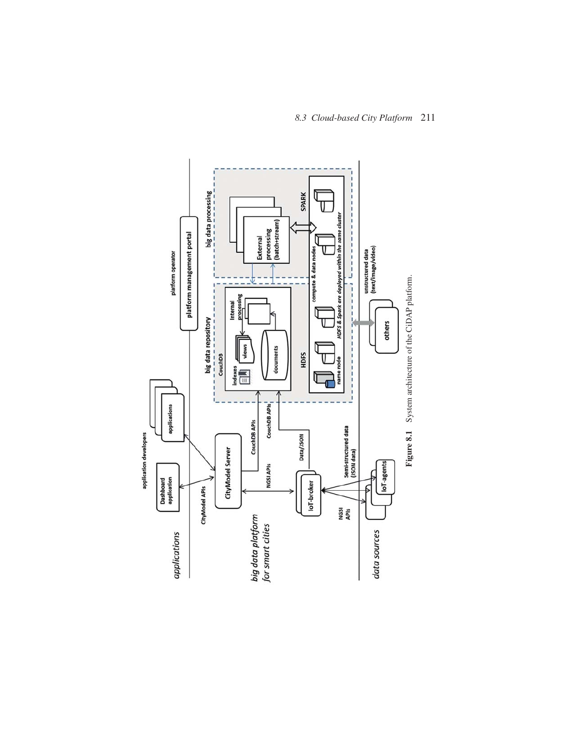**Figure 8.1** System architecture of the CiDAP platform.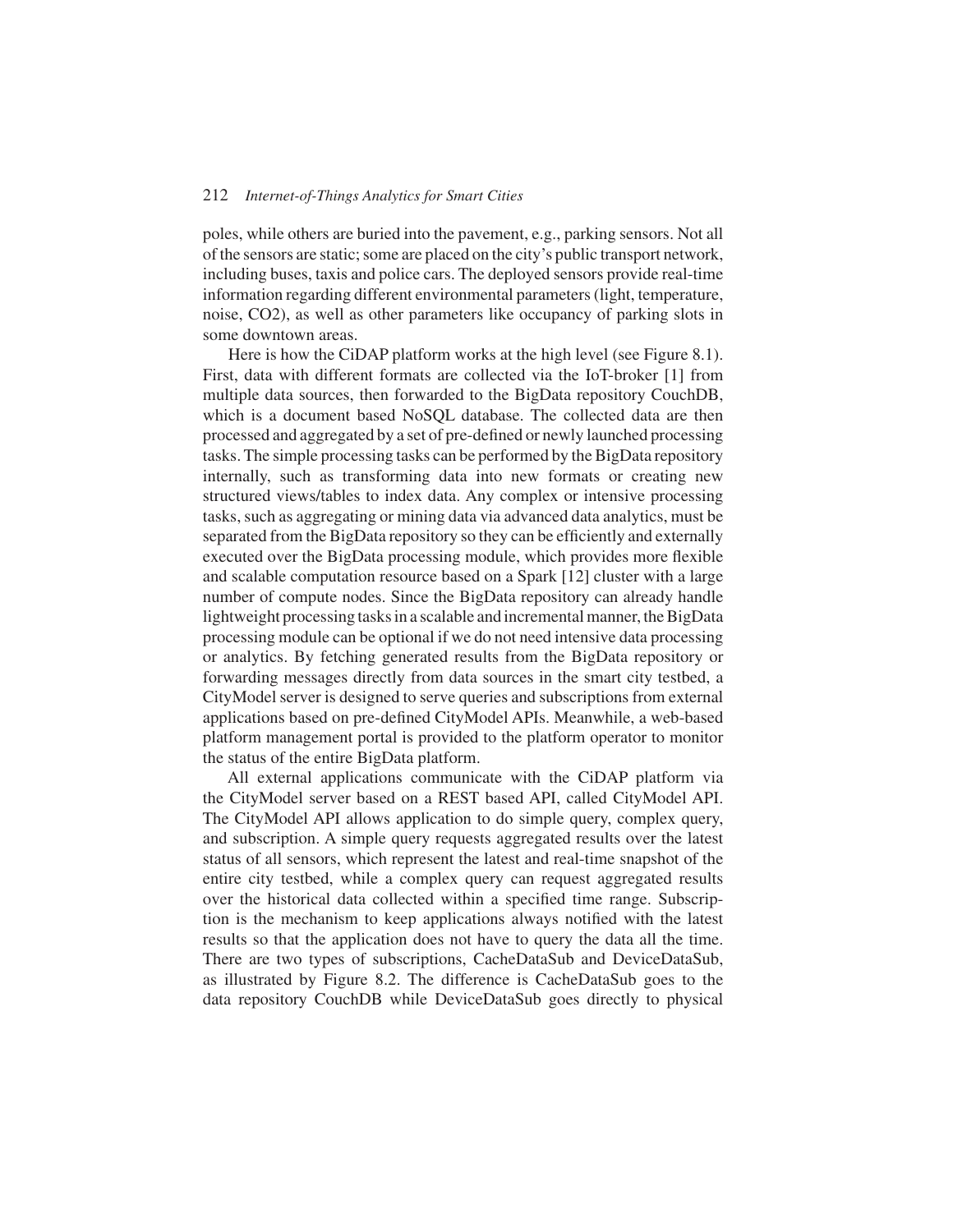poles, while others are buried into the pavement, e.g., parking sensors. Not all of the sensors are static; some are placed on the city's public transport network, including buses, taxis and police cars. The deployed sensors provide real-time information regarding different environmental parameters (light, temperature, noise, CO2), as well as other parameters like occupancy of parking slots in some downtown areas.

Here is how the CiDAP platform works at the high level (see Figure 8.1). First, data with different formats are collected via the IoT-broker [1] from multiple data sources, then forwarded to the BigData repository CouchDB, which is a document based NoSQL database. The collected data are then processed and aggregated by a set of pre-defined or newly launched processing tasks. The simple processing tasks can be performed by the BigData repository internally, such as transforming data into new formats or creating new structured views/tables to index data. Any complex or intensive processing tasks, such as aggregating or mining data via advanced data analytics, must be separated from the BigData repository so they can be efficiently and externally executed over the BigData processing module, which provides more flexible and scalable computation resource based on a Spark [12] cluster with a large number of compute nodes. Since the BigData repository can already handle lightweight processing tasks in a scalable and incremental manner, the BigData processing module can be optional if we do not need intensive data processing or analytics. By fetching generated results from the BigData repository or forwarding messages directly from data sources in the smart city testbed, a CityModel server is designed to serve queries and subscriptions from external applications based on pre-defined CityModel APIs. Meanwhile, a web-based platform management portal is provided to the platform operator to monitor the status of the entire BigData platform.

All external applications communicate with the CiDAP platform via the CityModel server based on a REST based API, called CityModel API. The CityModel API allows application to do simple query, complex query, and subscription. A simple query requests aggregated results over the latest status of all sensors, which represent the latest and real-time snapshot of the entire city testbed, while a complex query can request aggregated results over the historical data collected within a specified time range. Subscription is the mechanism to keep applications always notified with the latest results so that the application does not have to query the data all the time. There are two types of subscriptions, CacheDataSub and DeviceDataSub, as illustrated by Figure 8.2. The difference is CacheDataSub goes to the data repository CouchDB while DeviceDataSub goes directly to physical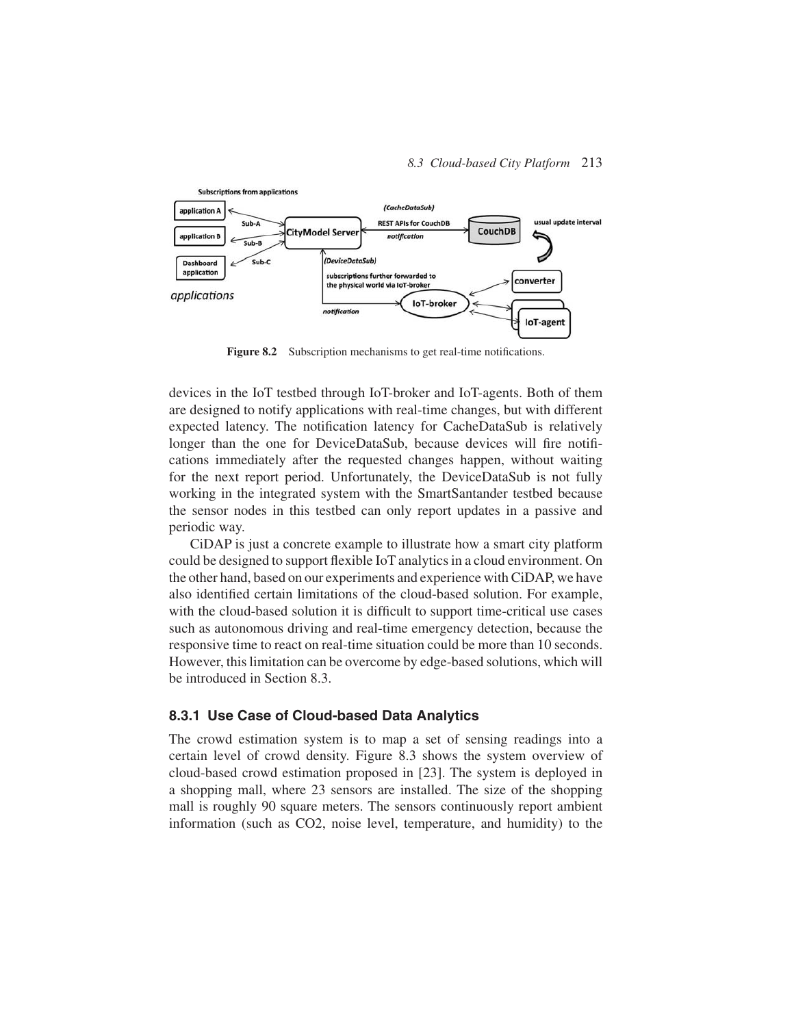Figure 8.2 Subscription mechanisms to get real-time notifications.

devices in the IoT testbed through IoT-broker and IoT-agents. Both of them are designed to notify applications with real-time changes, but with different expected latency. The notification latency for CacheDataSub is relatively longer than the one for DeviceDataSub, because devices will fire notifications immediately after the requested changes happen, without waiting for the next report period. Unfortunately, the DeviceDataSub is not fully working in the integrated system with the SmartSantander testbed because the sensor nodes in this testbed can only report updates in a passive and periodic way.

CiDAP is just a concrete example to illustrate how a smart city platform could be designed to support flexible IoT analytics in a cloud environment. On the other hand, based on our experiments and experience with CiDAP, we have also identified certain limitations of the cloud-based solution. For example, with the cloud-based solution it is difficult to support time-critical use cases such as autonomous driving and real-time emergency detection, because the responsive time to react on real-time situation could be more than 10 seconds. However, this limitation can be overcome by edge-based solutions, which will be introduced in Section 8.3.

### 8.3.1 Use Case of Cloud-based Data Analytics

The crowd estimation system is to map a set of sensing readings into a certain level of crowd density. Figure 8.3 shows the system overview of cloud-based crowd estimation proposed in [23]. The system is deployed in a shopping mall, where 23 sensors are installed. The size of the shopping mall is roughly 90 square meters. The sensors continuously report ambient information (such as CO2, noise level, temperature, and humidity) to the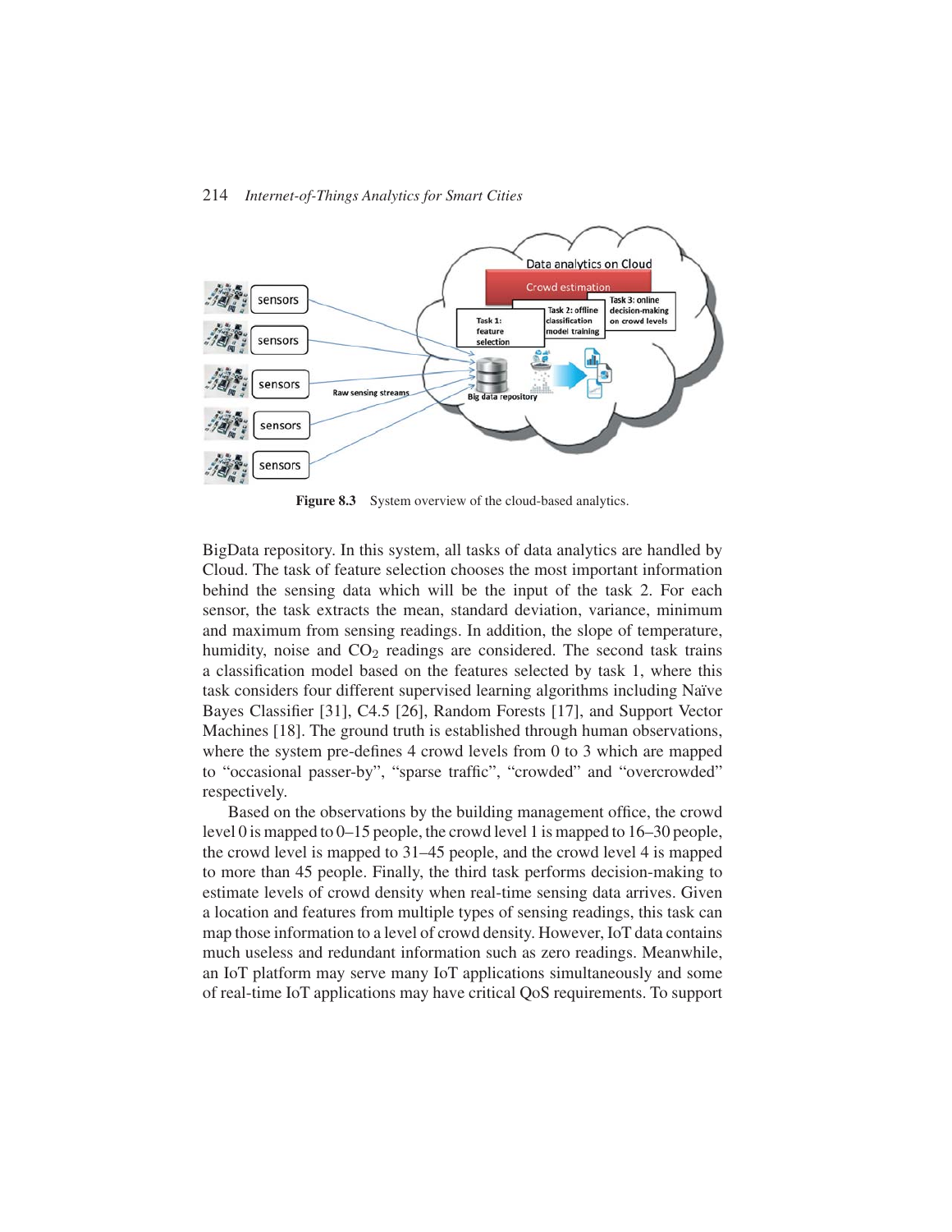Figure 8.3 System overview of the cloud-based analytics.

BigData repository. In this system, all tasks of data analytics are handled by Cloud. The task of feature selection chooses the most important information behind the sensing data which will be the input of the task 2. For each sensor, the task extracts the mean, standard deviation, variance, minimum and maximum from sensing readings. In addition, the slope of temperature, humidity, noise and $CO_2$ readings are considered. The second task trains a classification model based on the features selected by task 1, where this task considers four different supervised learning algorithms including Naïve Bayes Classifier [31], C4.5 [26], Random Forests [17], and Support Vector Machines [18]. The ground truth is established through human observations, where the system pre-defines 4 crowd levels from 0 to 3 which are mapped to “occasional passer-by”, “sparse traffic”, “crowded” and “overcrowded” respectively.

Based on the observations by the building management office, the crowd level 0 is mapped to 0–15 people, the crowd level 1 is mapped to 16–30 people, the crowd level is mapped to 31–45 people, and the crowd level 4 is mapped to more than 45 people. Finally, the third task performs decision-making to estimate levels of crowd density when real-time sensing data arrives. Given a location and features from multiple types of sensing readings, this task can map those information to a level of crowd density. However, IoT data contains much useless and redundant information such as zero readings. Meanwhile, an IoT platform may serve many IoT applications simultaneously and some of real-time IoT applications may have critical QoS requirements. To support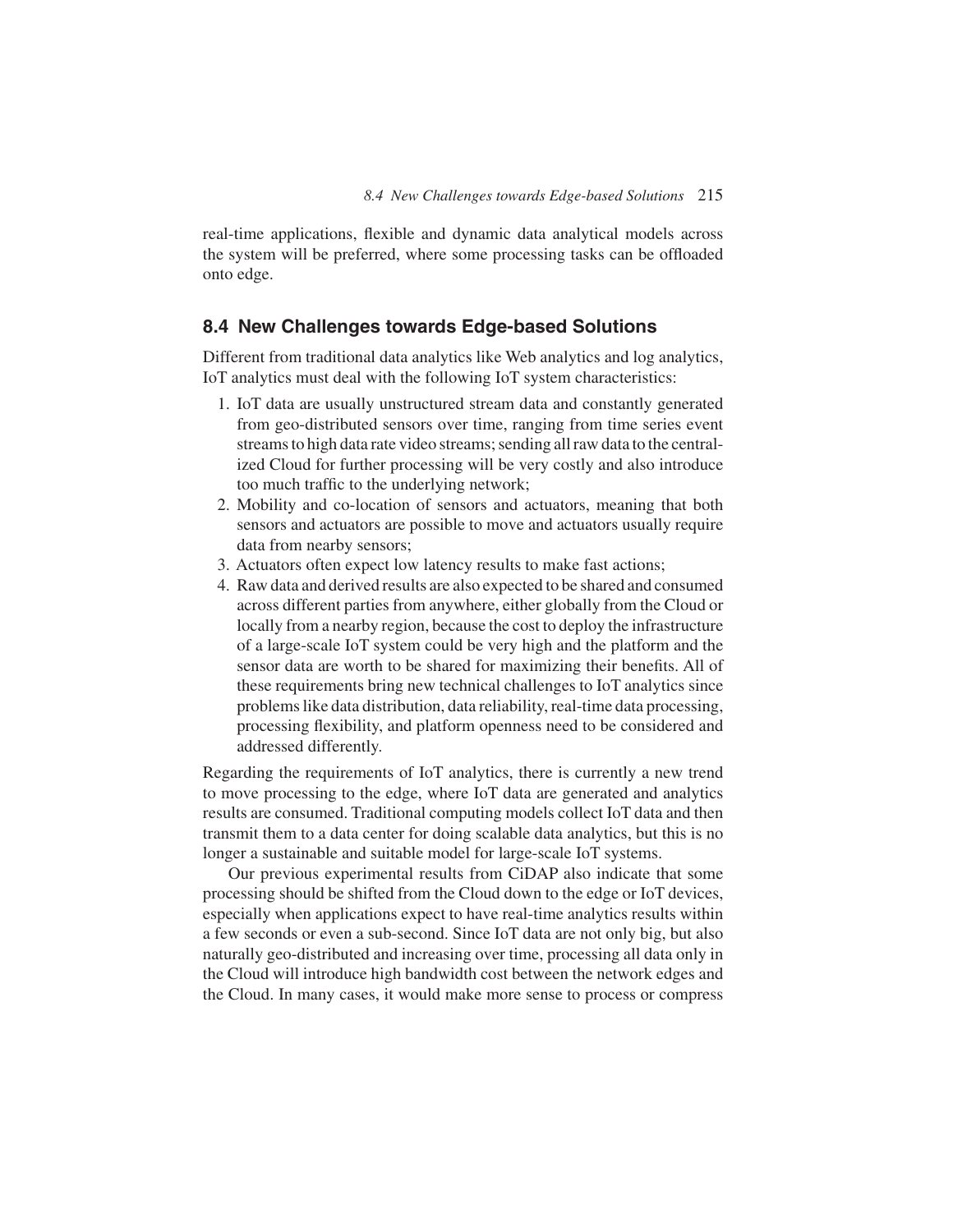real-time applications, flexible and dynamic data analytical models across the system will be preferred, where some processing tasks can be offloaded onto edge.

## 8.4 New Challenges towards Edge-based Solutions

Different from traditional data analytics like Web analytics and log analytics, IoT analytics must deal with the following IoT system characteristics:

1. IoT data are usually unstructured stream data and constantly generated from geo-distributed sensors over time, ranging from time series event streams to high data rate video streams; sending all raw data to the centralized Cloud for further processing will be very costly and also introduce too much traffic to the underlying network;
2. Mobility and co-location of sensors and actuators, meaning that both sensors and actuators are possible to move and actuators usually require data from nearby sensors;
3. Actuators often expect low latency results to make fast actions;
4. Raw data and derived results are also expected to be shared and consumed across different parties from anywhere, either globally from the Cloud or locally from a nearby region, because the cost to deploy the infrastructure of a large-scale IoT system could be very high and the platform and the sensor data are worth to be shared for maximizing their benefits. All of these requirements bring new technical challenges to IoT analytics since problems like data distribution, data reliability, real-time data processing, processing flexibility, and platform openness need to be considered and addressed differently.

Regarding the requirements of IoT analytics, there is currently a new trend to move processing to the edge, where IoT data are generated and analytics results are consumed. Traditional computing models collect IoT data and then transmit them to a data center for doing scalable data analytics, but this is no longer a sustainable and suitable model for large-scale IoT systems.

Our previous experimental results from CiDAP also indicate that some processing should be shifted from the Cloud down to the edge or IoT devices, especially when applications expect to have real-time analytics results within a few seconds or even a sub-second. Since IoT data are not only big, but also naturally geo-distributed and increasing over time, processing all data only in the Cloud will introduce high bandwidth cost between the network edges and the Cloud. In many cases, it would make more sense to process or compress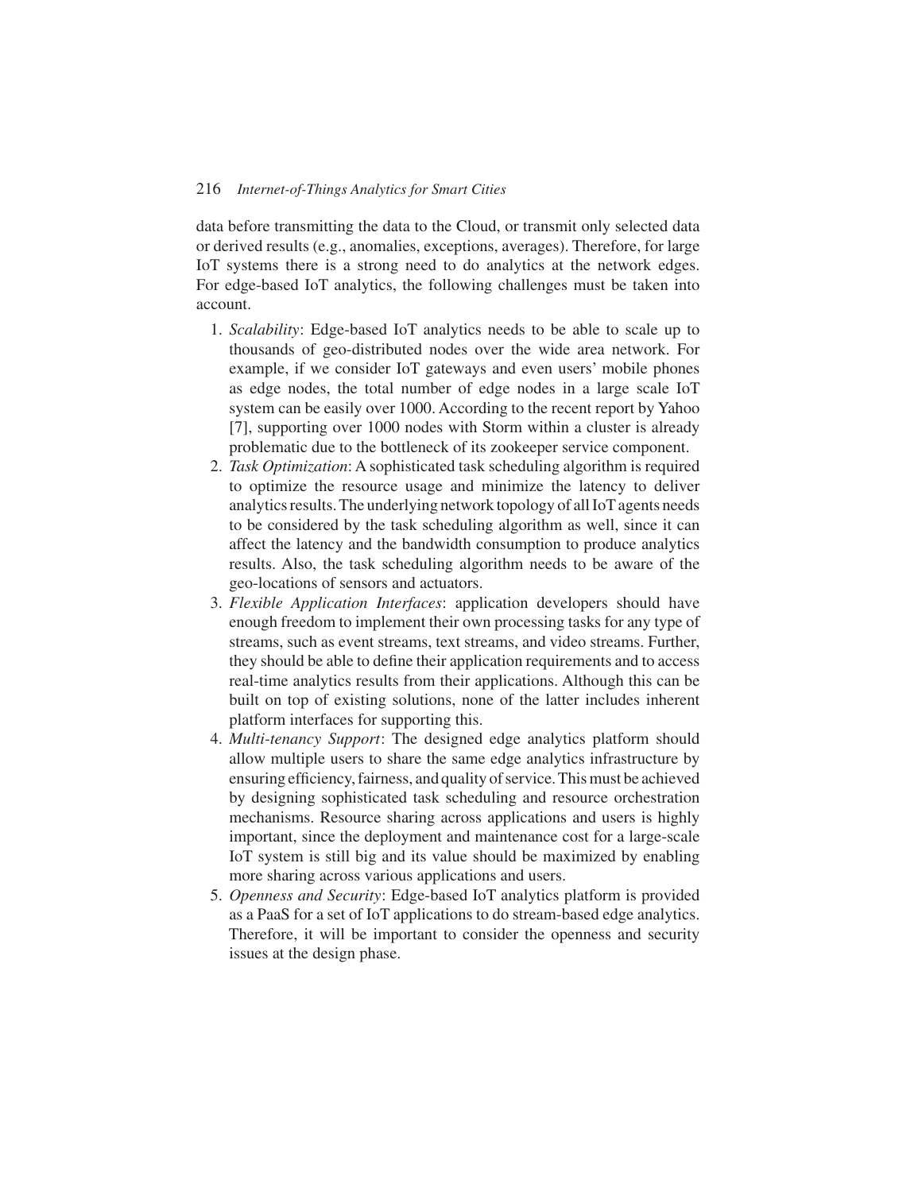data before transmitting the data to the Cloud, or transmit only selected data or derived results (e.g., anomalies, exceptions, averages). Therefore, for large IoT systems there is a strong need to do analytics at the network edges. For edge-based IoT analytics, the following challenges must be taken into account.

1. *Scalability*: Edge-based IoT analytics needs to be able to scale up to thousands of geo-distributed nodes over the wide area network. For example, if we consider IoT gateways and even users' mobile phones as edge nodes, the total number of edge nodes in a large scale IoT system can be easily over 1000. According to the recent report by Yahoo [7], supporting over 1000 nodes with Storm within a cluster is already problematic due to the bottleneck of its zookeeper service component.
2. *Task Optimization*: A sophisticated task scheduling algorithm is required to optimize the resource usage and minimize the latency to deliver analytics results. The underlying network topology of all IoT agents needs to be considered by the task scheduling algorithm as well, since it can affect the latency and the bandwidth consumption to produce analytics results. Also, the task scheduling algorithm needs to be aware of the geo-locations of sensors and actuators.
3. *Flexible Application Interfaces*: application developers should have enough freedom to implement their own processing tasks for any type of streams, such as event streams, text streams, and video streams. Further, they should be able to define their application requirements and to access real-time analytics results from their applications. Although this can be built on top of existing solutions, none of the latter includes inherent platform interfaces for supporting this.
4. *Multi-tenancy Support*: The designed edge analytics platform should allow multiple users to share the same edge analytics infrastructure by ensuring efficiency, fairness, and quality of service. This must be achieved by designing sophisticated task scheduling and resource orchestration mechanisms. Resource sharing across applications and users is highly important, since the deployment and maintenance cost for a large-scale IoT system is still big and its value should be maximized by enabling more sharing across various applications and users.
5. *Openness and Security*: Edge-based IoT analytics platform is provided as a PaaS for a set of IoT applications to do stream-based edge analytics. Therefore, it will be important to consider the openness and security issues at the design phase.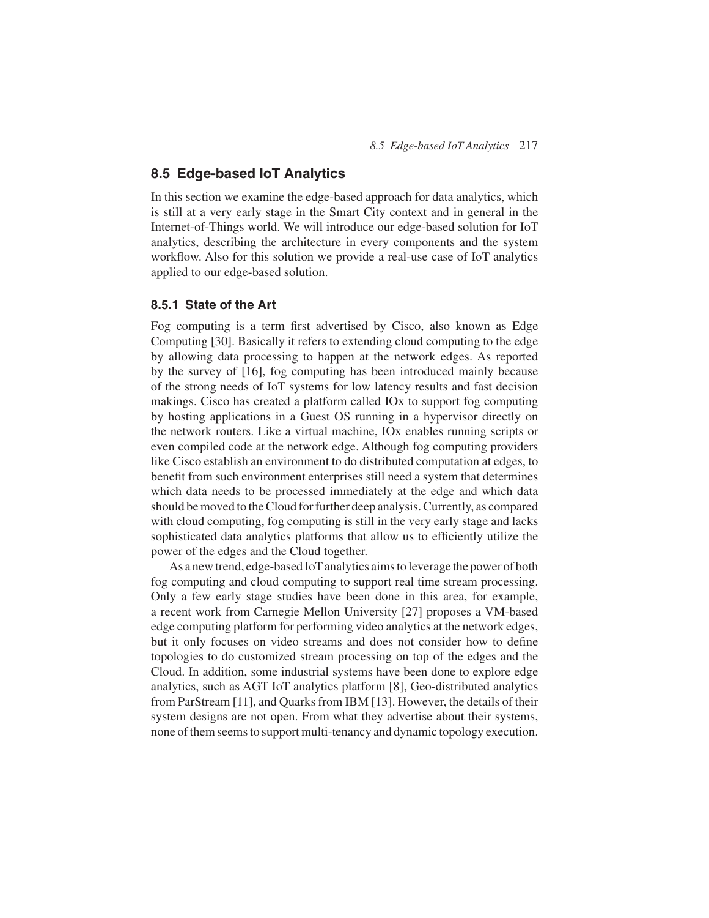## 8.5 Edge-based IoT Analytics

In this section we examine the edge-based approach for data analytics, which is still at a very early stage in the Smart City context and in general in the Internet-of-Things world. We will introduce our edge-based solution for IoT analytics, describing the architecture in every components and the system workflow. Also for this solution we provide a real-use case of IoT analytics applied to our edge-based solution.

### 8.5.1 State of the Art

Fog computing is a term first advertised by Cisco, also known as Edge Computing [30]. Basically it refers to extending cloud computing to the edge by allowing data processing to happen at the network edges. As reported by the survey of [16], fog computing has been introduced mainly because of the strong needs of IoT systems for low latency results and fast decision makings. Cisco has created a platform called IOx to support fog computing by hosting applications in a Guest OS running in a hypervisor directly on the network routers. Like a virtual machine, IOx enables running scripts or even compiled code at the network edge. Although fog computing providers like Cisco establish an environment to do distributed computation at edges, to benefit from such environment enterprises still need a system that determines which data needs to be processed immediately at the edge and which data should be moved to the Cloud for further deep analysis. Currently, as compared with cloud computing, fog computing is still in the very early stage and lacks sophisticated data analytics platforms that allow us to efficiently utilize the power of the edges and the Cloud together.

As a new trend, edge-based IoT analytics aims to leverage the power of both fog computing and cloud computing to support real time stream processing. Only a few early stage studies have been done in this area, for example, a recent work from Carnegie Mellon University [27] proposes a VM-based edge computing platform for performing video analytics at the network edges, but it only focuses on video streams and does not consider how to define topologies to do customized stream processing on top of the edges and the Cloud. In addition, some industrial systems have been done to explore edge analytics, such as AGT IoT analytics platform [8], Geo-distributed analytics from ParStream [11], and Quarks from IBM [13]. However, the details of their system designs are not open. From what they advertise about their systems, none of them seems to support multi-tenancy and dynamic topology execution.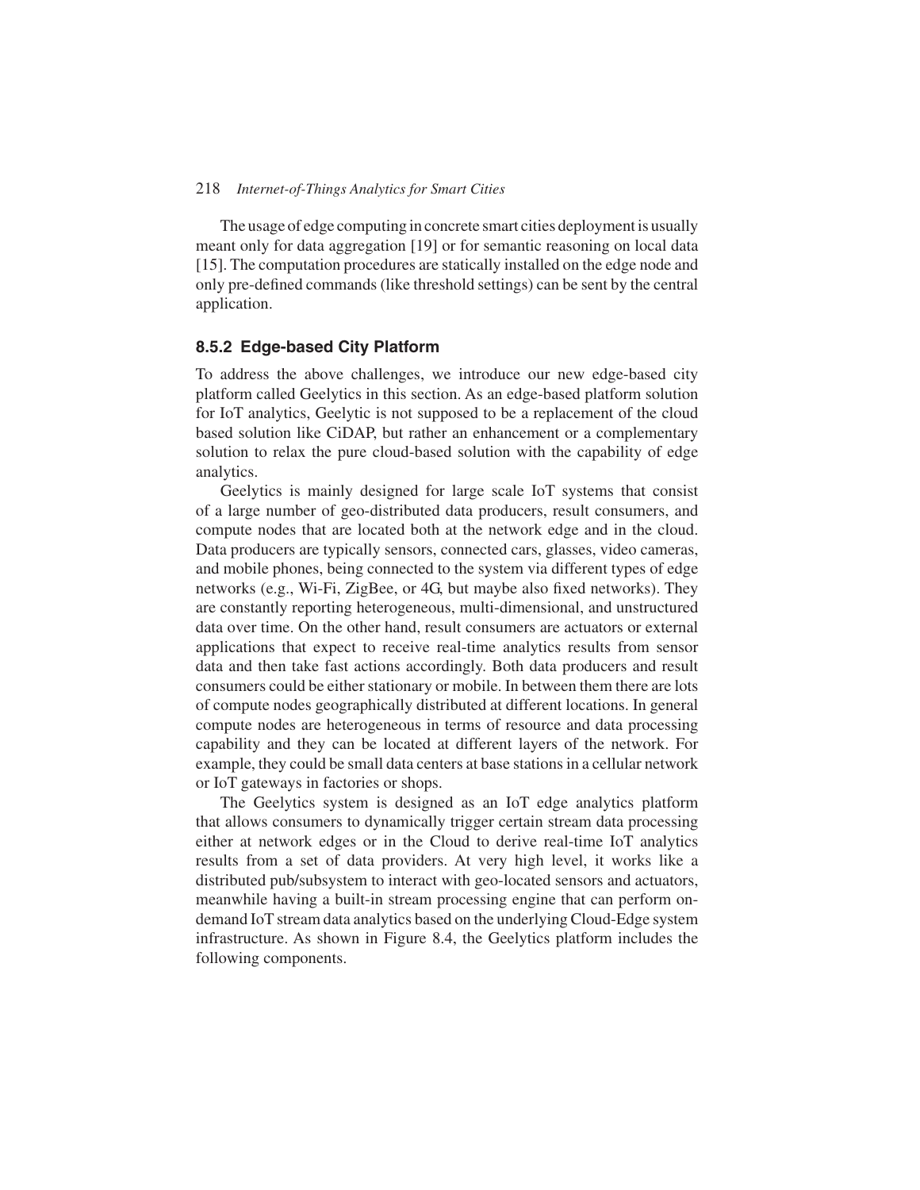The usage of edge computing in concrete smart cities deployment is usually meant only for data aggregation [19] or for semantic reasoning on local data [15]. The computation procedures are statically installed on the edge node and only pre-defined commands (like threshold settings) can be sent by the central application.

### 8.5.2 Edge-based City Platform

To address the above challenges, we introduce our new edge-based city platform called Geelytics in this section. As an edge-based platform solution for IoT analytics, Geelytic is not supposed to be a replacement of the cloud based solution like CiDAP, but rather an enhancement or a complementary solution to relax the pure cloud-based solution with the capability of edge analytics.

Geelytics is mainly designed for large scale IoT systems that consist of a large number of geo-distributed data producers, result consumers, and compute nodes that are located both at the network edge and in the cloud. Data producers are typically sensors, connected cars, glasses, video cameras, and mobile phones, being connected to the system via different types of edge networks (e.g., Wi-Fi, ZigBee, or 4G, but maybe also fixed networks). They are constantly reporting heterogeneous, multi-dimensional, and unstructured data over time. On the other hand, result consumers are actuators or external applications that expect to receive real-time analytics results from sensor data and then take fast actions accordingly. Both data producers and result consumers could be either stationary or mobile. In between them there are lots of compute nodes geographically distributed at different locations. In general compute nodes are heterogeneous in terms of resource and data processing capability and they can be located at different layers of the network. For example, they could be small data centers at base stations in a cellular network or IoT gateways in factories or shops.

The Geelytics system is designed as an IoT edge analytics platform that allows consumers to dynamically trigger certain stream data processing either at network edges or in the Cloud to derive real-time IoT analytics results from a set of data providers. At very high level, it works like a distributed pub/subsystem to interact with geo-located sensors and actuators, meanwhile having a built-in stream processing engine that can perform on-demand IoT stream data analytics based on the underlying Cloud-Edge system infrastructure. As shown in Figure 8.4, the Geelytics platform includes the following components.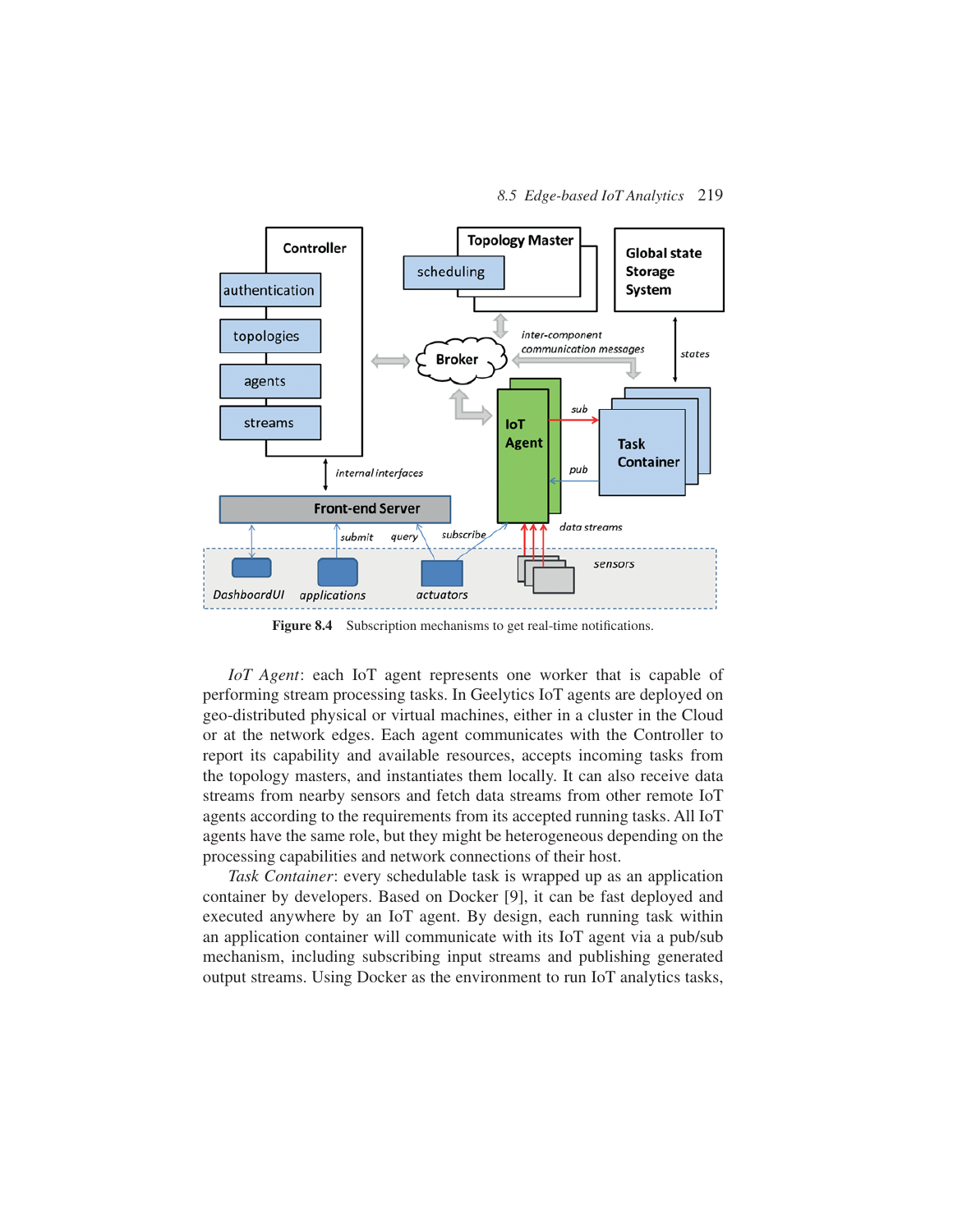Figure 8.4 Subscription mechanisms to get real-time notifications.

*IoT Agent*: each IoT agent represents one worker that is capable of performing stream processing tasks. In Geelytics IoT agents are deployed on geo-distributed physical or virtual machines, either in a cluster in the Cloud or at the network edges. Each agent communicates with the Controller to report its capability and available resources, accepts incoming tasks from the topology masters, and instantiates them locally. It can also receive data streams from nearby sensors and fetch data streams from other remote IoT agents according to the requirements from its accepted running tasks. All IoT agents have the same role, but they might be heterogeneous depending on the processing capabilities and network connections of their host.

*Task Container*: every schedulable task is wrapped up as an application container by developers. Based on Docker [9], it can be fast deployed and executed anywhere by an IoT agent. By design, each running task within an application container will communicate with its IoT agent via a pub/sub mechanism, including subscribing input streams and publishing generated output streams. Using Docker as the environment to run IoT analytics tasks,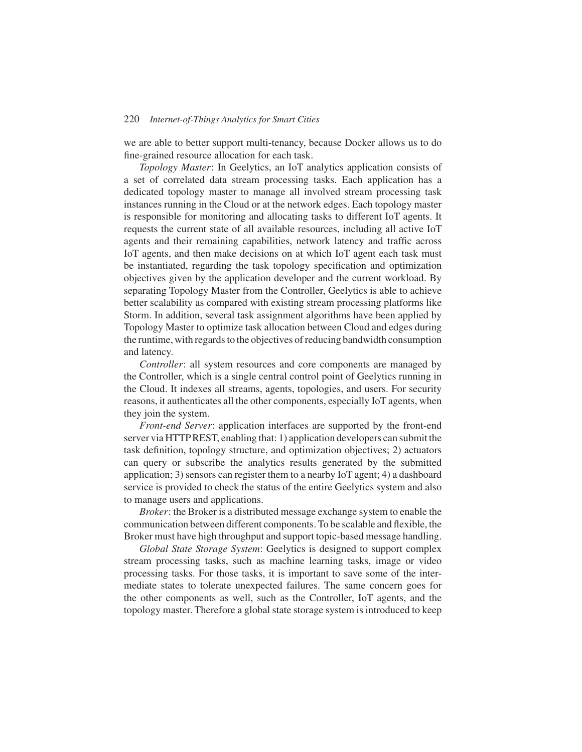we are able to better support multi-tenancy, because Docker allows us to do fine-grained resource allocation for each task.

*Topology Master*: In Geelytics, an IoT analytics application consists of a set of correlated data stream processing tasks. Each application has a dedicated topology master to manage all involved stream processing task instances running in the Cloud or at the network edges. Each topology master is responsible for monitoring and allocating tasks to different IoT agents. It requests the current state of all available resources, including all active IoT agents and their remaining capabilities, network latency and traffic across IoT agents, and then make decisions on at which IoT agent each task must be instantiated, regarding the task topology specification and optimization objectives given by the application developer and the current workload. By separating Topology Master from the Controller, Geelytics is able to achieve better scalability as compared with existing stream processing platforms like Storm. In addition, several task assignment algorithms have been applied by Topology Master to optimize task allocation between Cloud and edges during the runtime, with regards to the objectives of reducing bandwidth consumption and latency.

*Controller*: all system resources and core components are managed by the Controller, which is a single central control point of Geelytics running in the Cloud. It indexes all streams, agents, topologies, and users. For security reasons, it authenticates all the other components, especially IoT agents, when they join the system.

*Front-end Server*: application interfaces are supported by the front-end server via HTTP REST, enabling that: 1) application developers can submit the task definition, topology structure, and optimization objectives; 2) actuators can query or subscribe the analytics results generated by the submitted application; 3) sensors can register them to a nearby IoT agent; 4) a dashboard service is provided to check the status of the entire Geelytics system and also to manage users and applications.

*Broker*: the Broker is a distributed message exchange system to enable the communication between different components. To be scalable and flexible, the Broker must have high throughput and support topic-based message handling.

*Global State Storage System*: Geelytics is designed to support complex stream processing tasks, such as machine learning tasks, image or video processing tasks. For those tasks, it is important to save some of the intermediate states to tolerate unexpected failures. The same concern goes for the other components as well, such as the Controller, IoT agents, and the topology master. Therefore a global state storage system is introduced to keep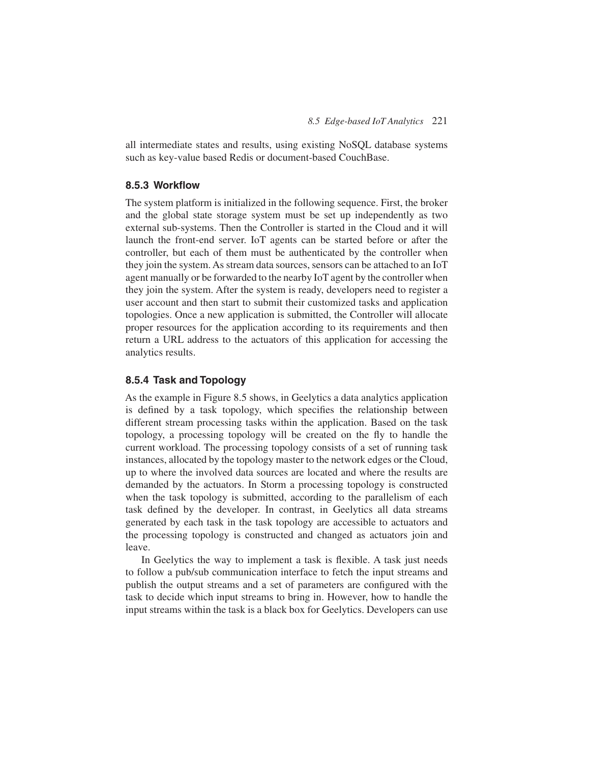all intermediate states and results, using existing NoSQL database systems such as key-value based Redis or document-based CouchBase.

### 8.5.3 Workflow

The system platform is initialized in the following sequence. First, the broker and the global state storage system must be set up independently as two external sub-systems. Then the Controller is started in the Cloud and it will launch the front-end server. IoT agents can be started before or after the controller, but each of them must be authenticated by the controller when they join the system. As stream data sources, sensors can be attached to an IoT agent manually or be forwarded to the nearby IoT agent by the controller when they join the system. After the system is ready, developers need to register a user account and then start to submit their customized tasks and application topologies. Once a new application is submitted, the Controller will allocate proper resources for the application according to its requirements and then return a URL address to the actuators of this application for accessing the analytics results.

### 8.5.4 Task and Topology

As the example in Figure 8.5 shows, in Geelytics a data analytics application is defined by a task topology, which specifies the relationship between different stream processing tasks within the application. Based on the task topology, a processing topology will be created on the fly to handle the current workload. The processing topology consists of a set of running task instances, allocated by the topology master to the network edges or the Cloud, up to where the involved data sources are located and where the results are demanded by the actuators. In Storm a processing topology is constructed when the task topology is submitted, according to the parallelism of each task defined by the developer. In contrast, in Geelytics all data streams generated by each task in the task topology are accessible to actuators and the processing topology is constructed and changed as actuators join and leave.

In Geelytics the way to implement a task is flexible. A task just needs to follow a pub/sub communication interface to fetch the input streams and publish the output streams and a set of parameters are configured with the task to decide which input streams to bring in. However, how to handle the input streams within the task is a black box for Geelytics. Developers can use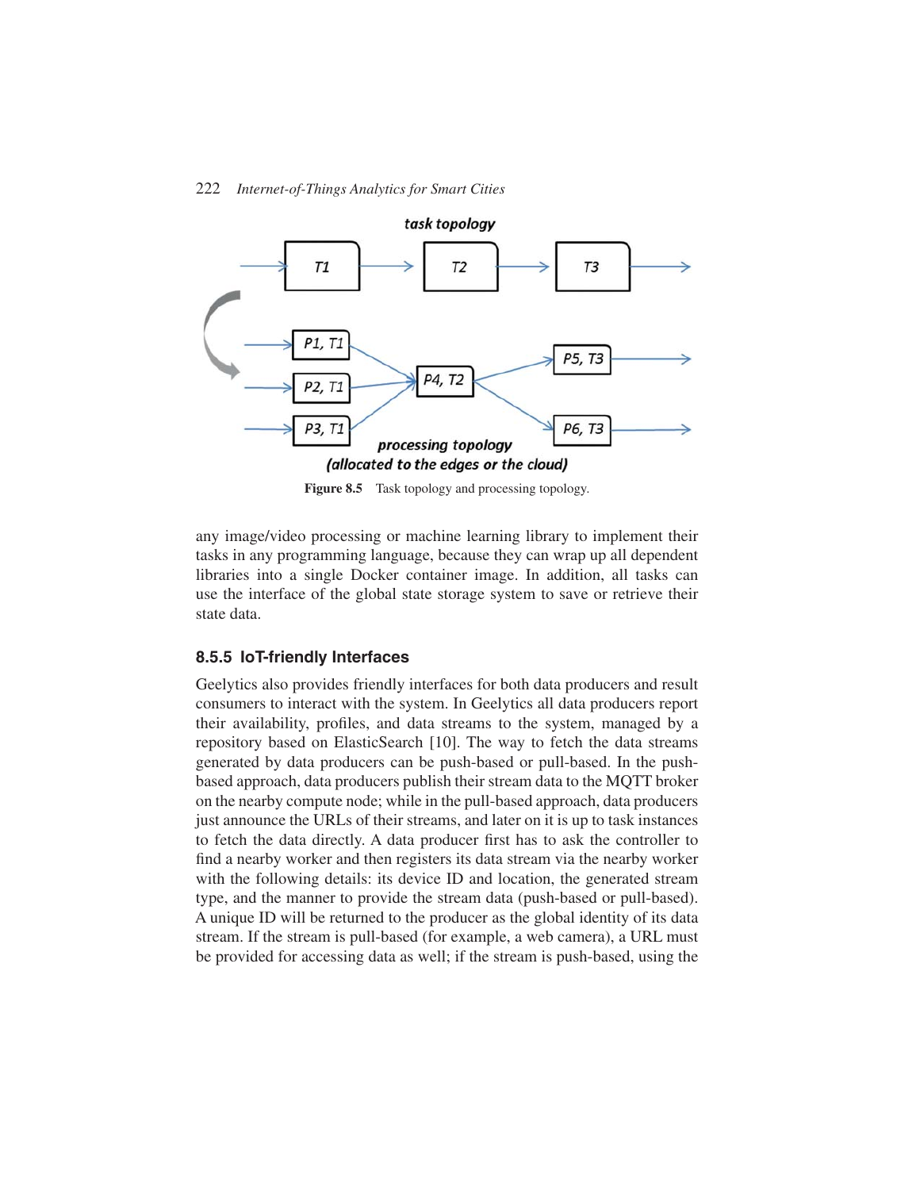Figure 8.5 Task topology and processing topology.

any image/video processing or machine learning library to implement their tasks in any programming language, because they can wrap up all dependent libraries into a single Docker container image. In addition, all tasks can use the interface of the global state storage system to save or retrieve their state data.

### 8.5.5 IoT-friendly Interfaces

Geelytics also provides friendly interfaces for both data producers and result consumers to interact with the system. In Geelytics all data producers report their availability, profiles, and data streams to the system, managed by a repository based on ElasticSearch [10]. The way to fetch the data streams generated by data producers can be push-based or pull-based. In the push-based approach, data producers publish their stream data to the MQTT broker on the nearby compute node; while in the pull-based approach, data producers just announce the URLs of their streams, and later on it is up to task instances to fetch the data directly. A data producer first has to ask the controller to find a nearby worker and then registers its data stream via the nearby worker with the following details: its device ID and location, the generated stream type, and the manner to provide the stream data (push-based or pull-based). A unique ID will be returned to the producer as the global identity of its data stream. If the stream is pull-based (for example, a web camera), a URL must be provided for accessing data as well; if the stream is push-based, using the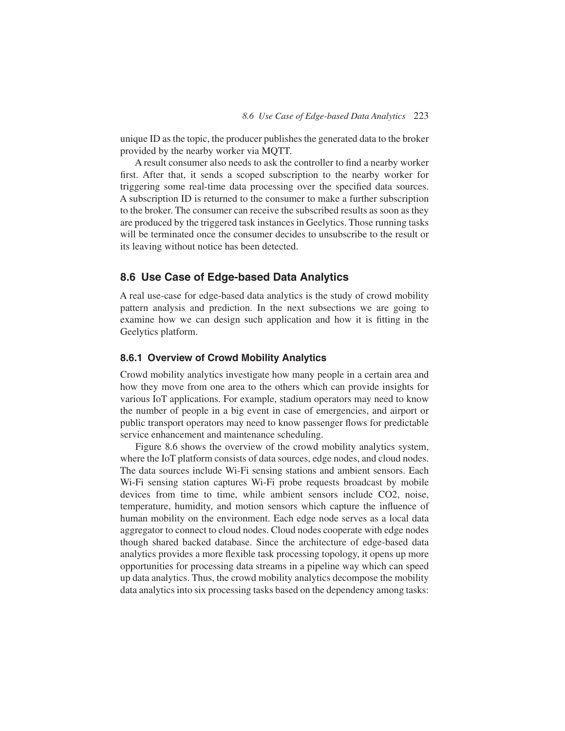unique ID as the topic, the producer publishes the generated data to the broker provided by the nearby worker via MQTT.

A result consumer also needs to ask the controller to find a nearby worker first. After that, it sends a scoped subscription to the nearby worker for triggering some real-time data processing over the specified data sources. A subscription ID is returned to the consumer to make a further subscription to the broker. The consumer can receive the subscribed results as soon as they are produced by the triggered task instances in Geelytics. Those running tasks will be terminated once the consumer decides to unsubscribe to the result or its leaving without notice has been detected.

## 8.6 Use Case of Edge-based Data Analytics

A real use-case for edge-based data analytics is the study of crowd mobility pattern analysis and prediction. In the next subsections we are going to examine how we can design such application and how it is fitting in the Geelytics platform.

### 8.6.1 Overview of Crowd Mobility Analytics

Crowd mobility analytics investigate how many people in a certain area and how they move from one area to the others which can provide insights for various IoT applications. For example, stadium operators may need to know the number of people in a big event in case of emergencies, and airport or public transport operators may need to know passenger flows for predictable service enhancement and maintenance scheduling.

Figure 8.6 shows the overview of the crowd mobility analytics system, where the IoT platform consists of data sources, edge nodes, and cloud nodes. The data sources include Wi-Fi sensing stations and ambient sensors. Each Wi-Fi sensing station captures Wi-Fi probe requests broadcast by mobile devices from time to time, while ambient sensors include CO2, noise, temperature, humidity, and motion sensors which capture the influence of human mobility on the environment. Each edge node serves as a local data aggregator to connect to cloud nodes. Cloud nodes cooperate with edge nodes though shared backed database. Since the architecture of edge-based data analytics provides a more flexible task processing topology, it opens up more opportunities for processing data streams in a pipeline way which can speed up data analytics. Thus, the crowd mobility analytics decompose the mobility data analytics into six processing tasks based on the dependency among tasks: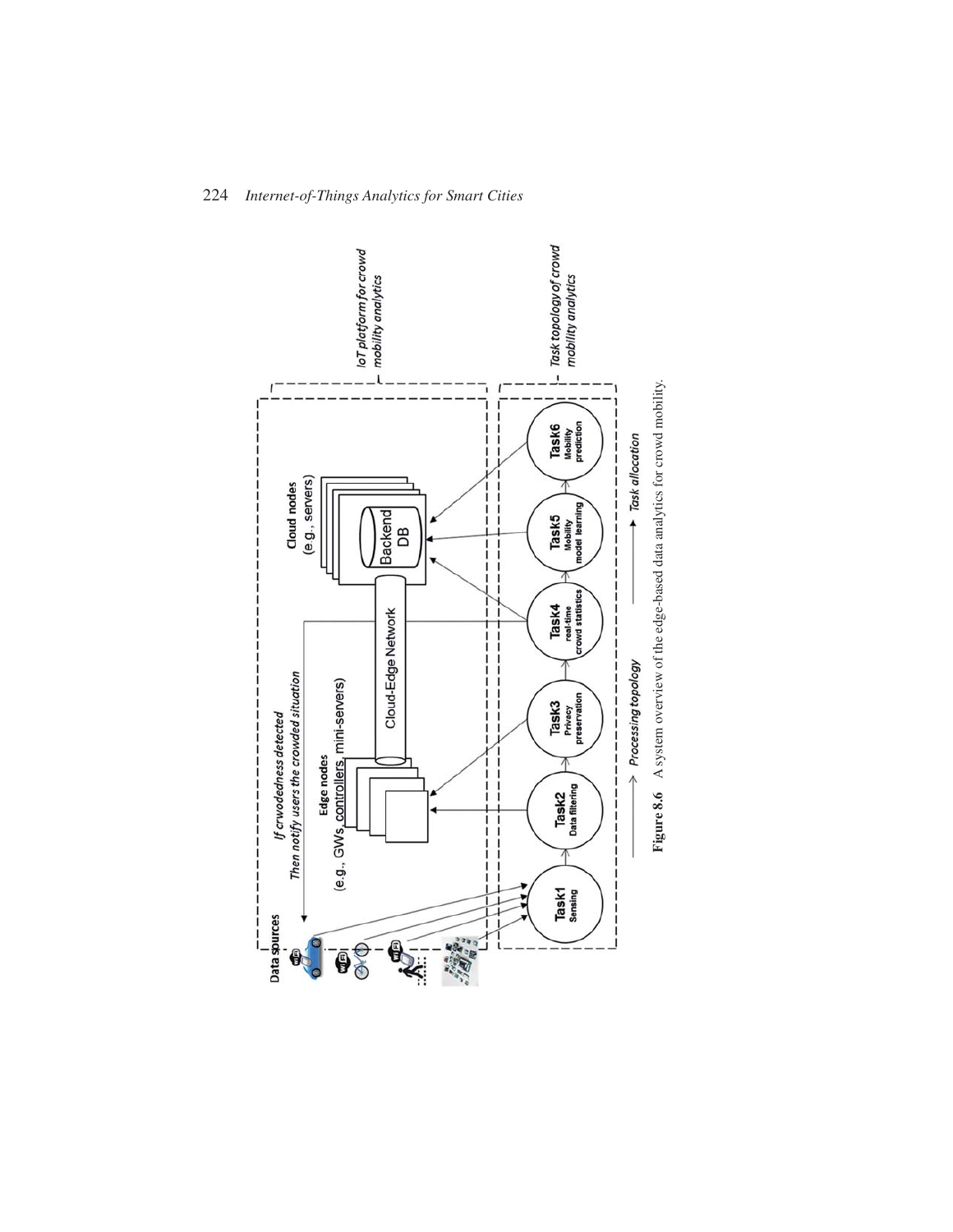**Figure 8.6** A system overview of the edge-based data analytics for crowd mobility.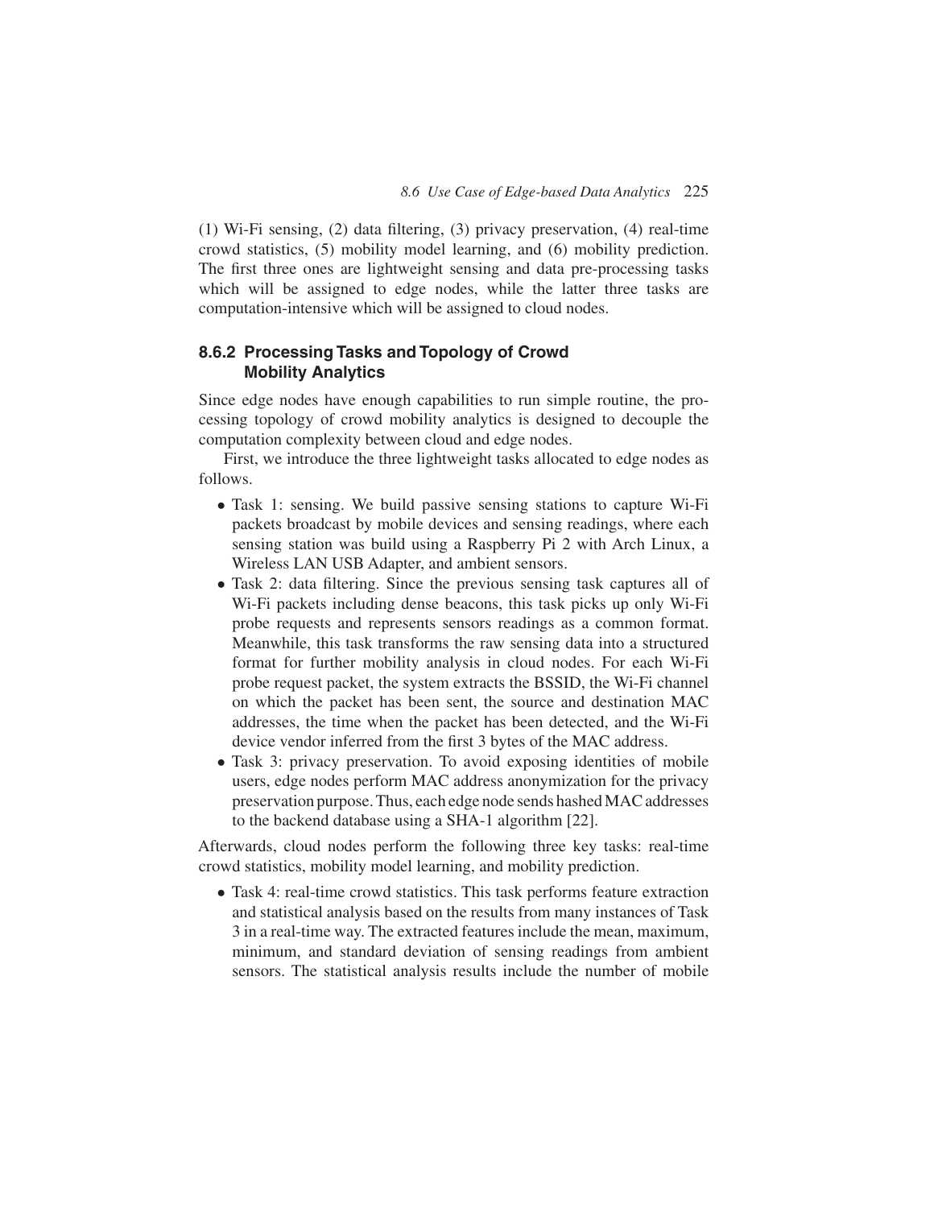(1) Wi-Fi sensing, (2) data filtering, (3) privacy preservation, (4) real-time crowd statistics, (5) mobility model learning, and (6) mobility prediction. The first three ones are lightweight sensing and data pre-processing tasks which will be assigned to edge nodes, while the latter three tasks are computation-intensive which will be assigned to cloud nodes.

### 8.6.2 Processing Tasks and Topology of Crowd Mobility Analytics

Since edge nodes have enough capabilities to run simple routine, the processing topology of crowd mobility analytics is designed to decouple the computation complexity between cloud and edge nodes.

First, we introduce the three lightweight tasks allocated to edge nodes as follows.

- Task 1: sensing. We build passive sensing stations to capture Wi-Fi packets broadcast by mobile devices and sensing readings, where each sensing station was build using a Raspberry Pi 2 with Arch Linux, a Wireless LAN USB Adapter, and ambient sensors.
- Task 2: data filtering. Since the previous sensing task captures all of Wi-Fi packets including dense beacons, this task picks up only Wi-Fi probe requests and represents sensors readings as a common format. Meanwhile, this task transforms the raw sensing data into a structured format for further mobility analysis in cloud nodes. For each Wi-Fi probe request packet, the system extracts the BSSID, the Wi-Fi channel on which the packet has been sent, the source and destination MAC addresses, the time when the packet has been detected, and the Wi-Fi device vendor inferred from the first 3 bytes of the MAC address.
- Task 3: privacy preservation. To avoid exposing identities of mobile users, edge nodes perform MAC address anonymization for the privacy preservation purpose. Thus, each edge node sends hashed MAC addresses to the backend database using a SHA-1 algorithm [22].

Afterwards, cloud nodes perform the following three key tasks: real-time crowd statistics, mobility model learning, and mobility prediction.

- Task 4: real-time crowd statistics. This task performs feature extraction and statistical analysis based on the results from many instances of Task 3 in a real-time way. The extracted features include the mean, maximum, minimum, and standard deviation of sensing readings from ambient sensors. The statistical analysis results include the number of mobile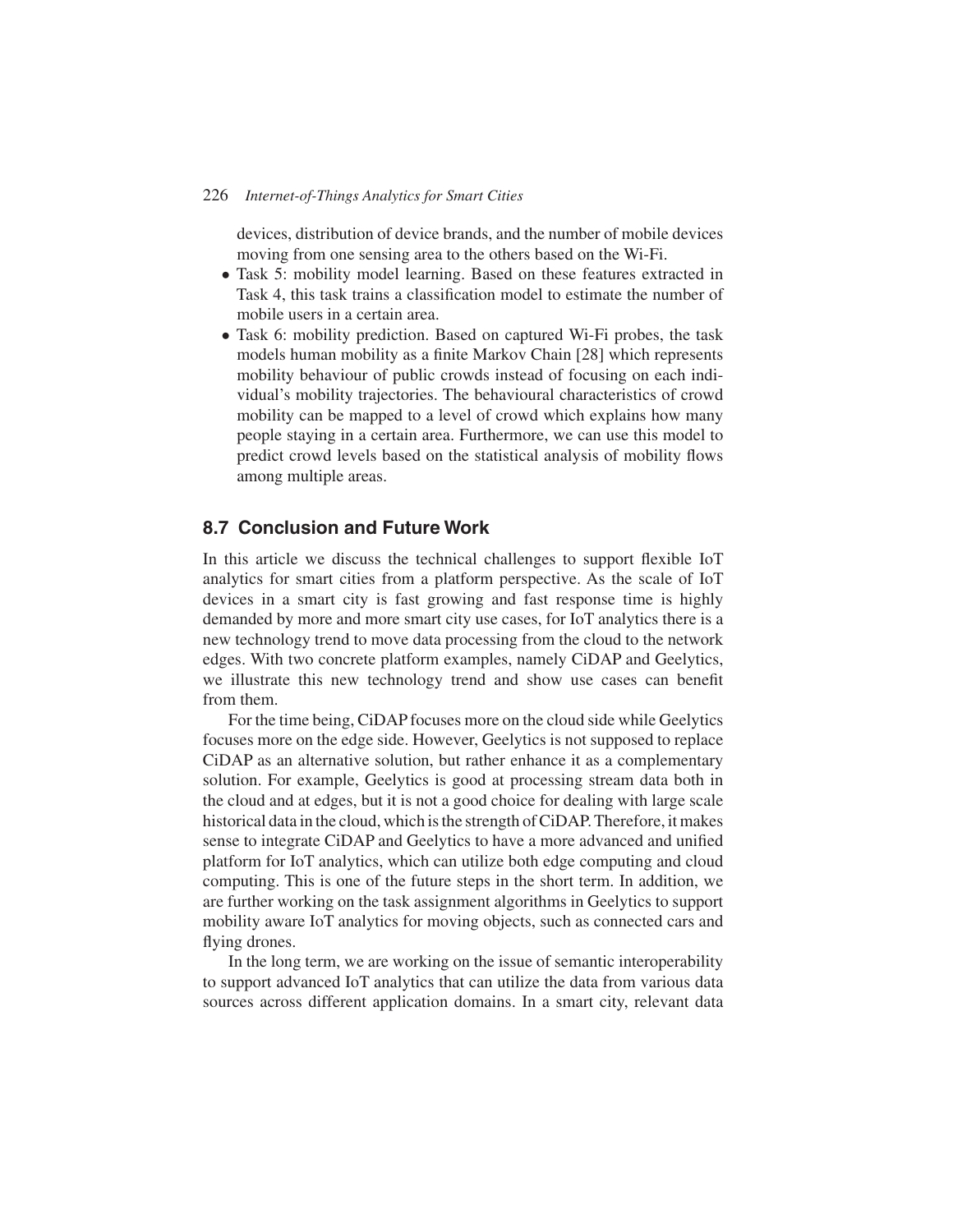devices, distribution of device brands, and the number of mobile devices moving from one sensing area to the others based on the Wi-Fi.

- Task 5: mobility model learning. Based on these features extracted in Task 4, this task trains a classification model to estimate the number of mobile users in a certain area.
- Task 6: mobility prediction. Based on captured Wi-Fi probes, the task models human mobility as a finite Markov Chain [28] which represents mobility behaviour of public crowds instead of focusing on each individual's mobility trajectories. The behavioural characteristics of crowd mobility can be mapped to a level of crowd which explains how many people staying in a certain area. Furthermore, we can use this model to predict crowd levels based on the statistical analysis of mobility flows among multiple areas.

## 8.7 Conclusion and Future Work

In this article we discuss the technical challenges to support flexible IoT analytics for smart cities from a platform perspective. As the scale of IoT devices in a smart city is fast growing and fast response time is highly demanded by more and more smart city use cases, for IoT analytics there is a new technology trend to move data processing from the cloud to the network edges. With two concrete platform examples, namely CiDAP and Geelytics, we illustrate this new technology trend and show use cases can benefit from them.

For the time being, CiDAP focuses more on the cloud side while Geelytics focuses more on the edge side. However, Geelytics is not supposed to replace CiDAP as an alternative solution, but rather enhance it as a complementary solution. For example, Geelytics is good at processing stream data both in the cloud and at edges, but it is not a good choice for dealing with large scale historical data in the cloud, which is the strength of CiDAP. Therefore, it makes sense to integrate CiDAP and Geelytics to have a more advanced and unified platform for IoT analytics, which can utilize both edge computing and cloud computing. This is one of the future steps in the short term. In addition, we are further working on the task assignment algorithms in Geelytics to support mobility aware IoT analytics for moving objects, such as connected cars and flying drones.

In the long term, we are working on the issue of semantic interoperability to support advanced IoT analytics that can utilize the data from various data sources across different application domains. In a smart city, relevant data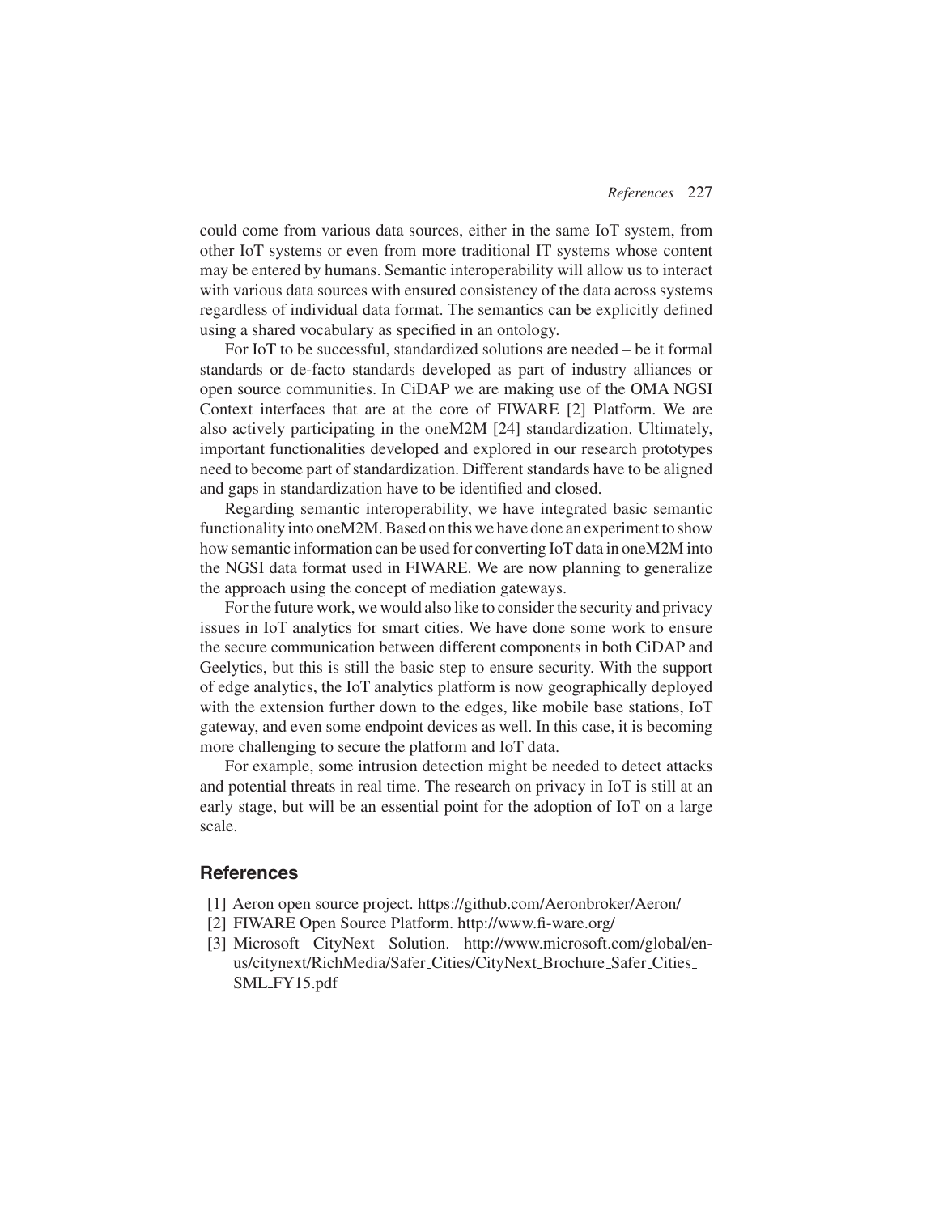could come from various data sources, either in the same IoT system, from other IoT systems or even from more traditional IT systems whose content may be entered by humans. Semantic interoperability will allow us to interact with various data sources with ensured consistency of the data across systems regardless of individual data format. The semantics can be explicitly defined using a shared vocabulary as specified in an ontology.

For IoT to be successful, standardized solutions are needed – be it formal standards or de-facto standards developed as part of industry alliances or open source communities. In CiDAP we are making use of the OMA NGSI Context interfaces that are at the core of FIWARE [2] Platform. We are also actively participating in the oneM2M [24] standardization. Ultimately, important functionalities developed and explored in our research prototypes need to become part of standardization. Different standards have to be aligned and gaps in standardization have to be identified and closed.

Regarding semantic interoperability, we have integrated basic semantic functionality into oneM2M. Based on this we have done an experiment to show how semantic information can be used for converting IoT data in oneM2M into the NGSI data format used in FIWARE. We are now planning to generalize the approach using the concept of mediation gateways.

For the future work, we would also like to consider the security and privacy issues in IoT analytics for smart cities. We have done some work to ensure the secure communication between different components in both CiDAP and Geelytics, but this is still the basic step to ensure security. With the support of edge analytics, the IoT analytics platform is now geographically deployed with the extension further down to the edges, like mobile base stations, IoT gateway, and even some endpoint devices as well. In this case, it is becoming more challenging to secure the platform and IoT data.

For example, some intrusion detection might be needed to detect attacks and potential threats in real time. The research on privacy in IoT is still at an early stage, but will be an essential point for the adoption of IoT on a large scale.

## References

[1] Aeron open source project. https://github.com/Aeronbroker/Aeron/

[2] FIWARE Open Source Platform. http://www.fi-ware.org/

[3] Microsoft CityNext Solution. http://www.microsoft.com/global/en-us/citynext/RichMedia/Safer_Cities/CityNext_Brochure_Safer_Cities_SML_FY15.pdf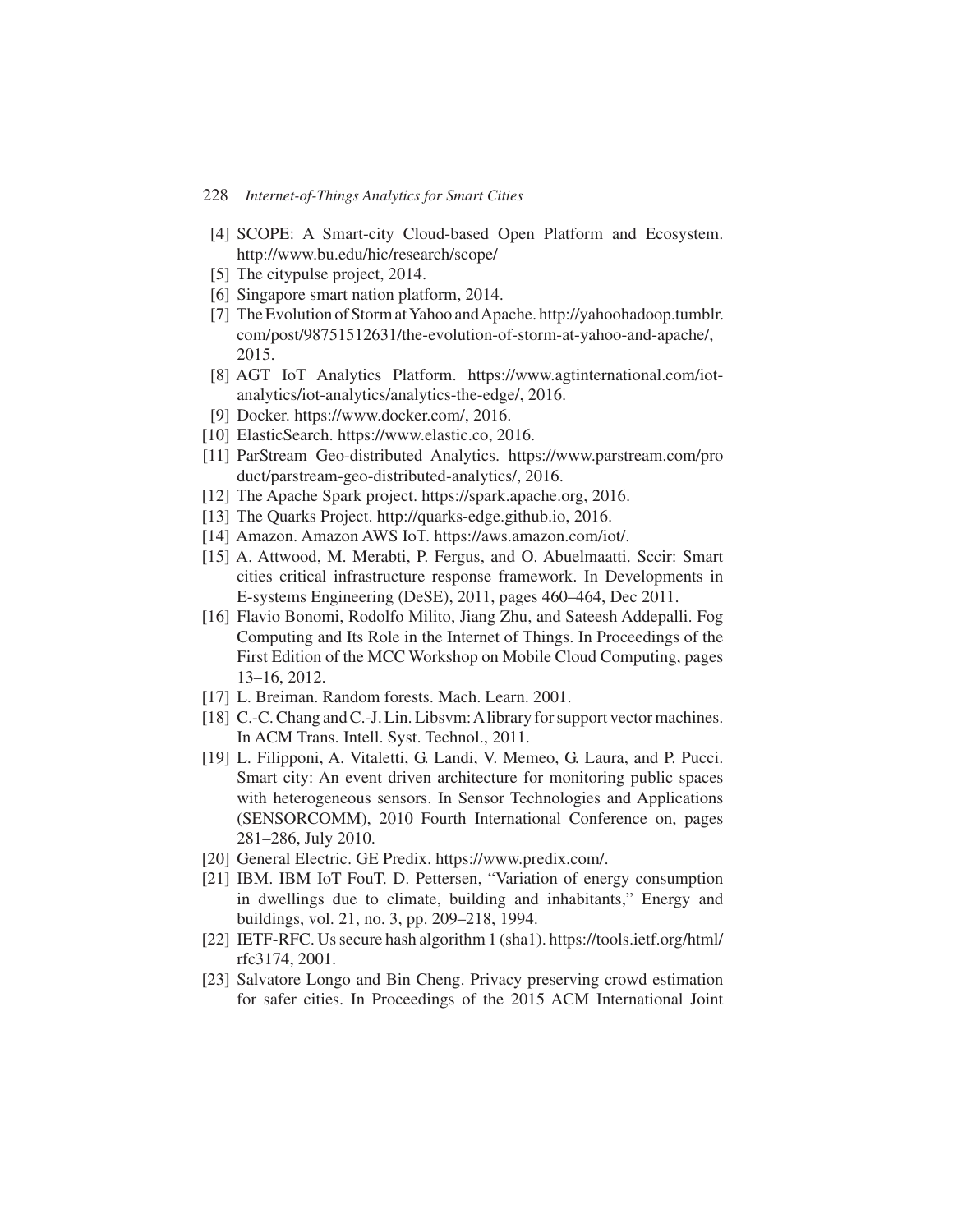[4] SCOPE: A Smart-city Cloud-based Open Platform and Ecosystem. http://www.bu.edu/hic/research/scope/

[5] The citypulse project, 2014.

[6] Singapore smart nation platform, 2014.

[7] The Evolution of Storm at Yahoo and Apache. http://yahoohadoop.tumblr.com/post/98751512631/the-evolution-of-storm-at-yahoo-and-apache/, 2015.

[8] AGT IoT Analytics Platform. https://www.agtinternational.com/iot-analytics/iot-analytics/analytics-the-edge/, 2016.

[9] Docker. https://www.docker.com/, 2016.

[10] ElasticSearch. https://www.elastic.co, 2016.

[11] ParStream Geo-distributed Analytics. https://www.parstream.com/product/parstream-geo-distributed-analytics/, 2016.

[12] The Apache Spark project. https://spark.apache.org, 2016.

[13] The Quarks Project. http://quarks-edge.github.io, 2016.

[14] Amazon. Amazon AWS IoT. https://aws.amazon.com/iot/.

[15] A. Attwood, M. Merabti, P. Fergus, and O. Abuelmaatti. Sccir: Smart cities critical infrastructure response framework. In Developments in E-systems Engineering (DeSE), 2011, pages 460–464, Dec 2011.

[16] Flavio Bonomi, Rodolfo Milito, Jiang Zhu, and Sateesh Addepalli. Fog Computing and Its Role in the Internet of Things. In Proceedings of the First Edition of the MCC Workshop on Mobile Cloud Computing, pages 13–16, 2012.

[17] L. Breiman. Random forests. Mach. Learn. 2001.

[18] C.-C. Chang and C.-J. Lin. Libsvm: A library for support vector machines. In ACM Trans. Intell. Syst. Technol., 2011.

[19] L. Filipponi, A. Vitaletti, G. Landi, V. Memeo, G. Laura, and P. Pucci. Smart city: An event driven architecture for monitoring public spaces with heterogeneous sensors. In Sensor Technologies and Applications (SENSORCOMM), 2010 Fourth International Conference on, pages 281–286, July 2010.

[20] General Electric. GE Predix. https://www.predix.com/.

[21] IBM. IBM IoT FouT. D. Pettersen, "Variation of energy consumption in dwellings due to climate, building and inhabitants," Energy and buildings, vol. 21, no. 3, pp. 209–218, 1994.

[22] IETF-RFC. Us secure hash algorithm 1 (sha1). https://tools.ietf.org/html/rfc3174, 2001.

[23] Salvatore Longo and Bin Cheng. Privacy preserving crowd estimation for safer cities. In Proceedings of the 2015 ACM International Joint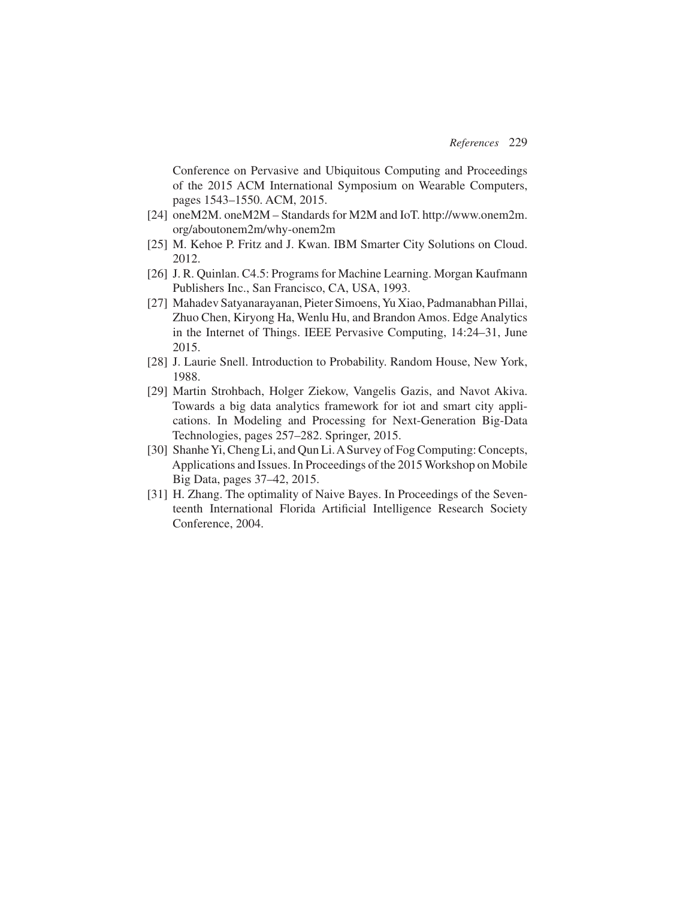Conference on Pervasive and Ubiquitous Computing and Proceedings of the 2015 ACM International Symposium on Wearable Computers, pages 1543–1550. ACM, 2015.

[24] oneM2M. oneM2M – Standards for M2M and IoT. http://www.onem2m.org/aboutonem2m/why-onem2m

[25] M. Kehoe P. Fritz and J. Kwan. IBM Smarter City Solutions on Cloud. 2012.

[26] J. R. Quinlan. C4.5: Programs for Machine Learning. Morgan Kaufmann Publishers Inc., San Francisco, CA, USA, 1993.

[27] Mahadev Satyanarayanan, Pieter Simoens, Yu Xiao, Padmanabhan Pillai, Zhuo Chen, Kiryong Ha, Wenlu Hu, and Brandon Amos. Edge Analytics in the Internet of Things. IEEE Pervasive Computing, 14:24–31, June 2015.

[28] J. Laurie Snell. Introduction to Probability. Random House, New York, 1988.

[29] Martin Strohbach, Holger Ziekow, Vangelis Gazis, and Navot Akiva. Towards a big data analytics framework for iot and smart city applications. In Modeling and Processing for Next-Generation Big-Data Technologies, pages 257–282. Springer, 2015.

[30] Shanhe Yi, Cheng Li, and Qun Li. A Survey of Fog Computing: Concepts, Applications and Issues. In Proceedings of the 2015 Workshop on Mobile Big Data, pages 37–42, 2015.

[31] H. Zhang. The optimality of Naive Bayes. In Proceedings of the Seventeenth International Florida Artificial Intelligence Research Society Conference, 2004.